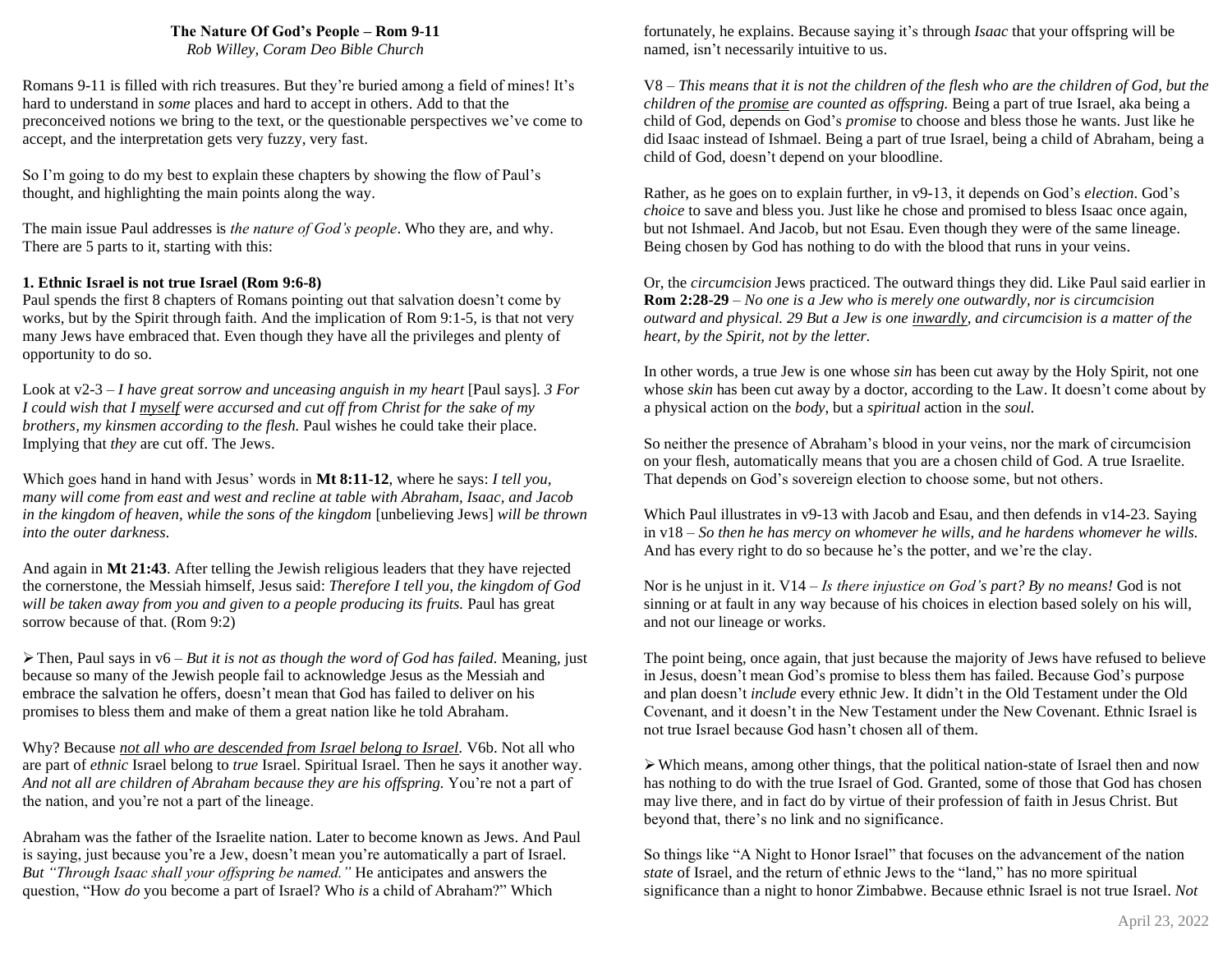**The Nature Of God's People – Rom 9-11**
*Rob Willey, Coram Deo Bible Church*

Romans 9-11 is filled with rich treasures. But they're buried among a field of mines! It's hard to understand in *some* places and hard to accept in others. Add to that the preconceived notions we bring to the text, or the questionable perspectives we've come to accept, and the interpretation gets very fuzzy, very fast.

So I'm going to do my best to explain these chapters by showing the flow of Paul's thought, and highlighting the main points along the way.

The main issue Paul addresses is *the nature of God's people*. Who they are, and why. There are 5 parts to it, starting with this:

**1. Ethnic Israel is not true Israel (Rom 9:6-8)**

Paul spends the first 8 chapters of Romans pointing out that salvation doesn't come by works, but by the Spirit through faith. And the implication of Rom 9:1-5, is that not very many Jews have embraced that. Even though they have all the privileges and plenty of opportunity to do so.

Look at v2-3 – *I have great sorrow and unceasing anguish in my heart* [Paul says]. *3 For I could wish that I myself were accursed and cut off from Christ for the sake of my brothers, my kinsmen according to the flesh.* Paul wishes he could take their place. Implying that *they* are cut off. The Jews.

Which goes hand in hand with Jesus' words in **Mt 8:11-12**, where he says: *I tell you, many will come from east and west and recline at table with Abraham, Isaac, and Jacob in the kingdom of heaven, while the sons of the kingdom* [unbelieving Jews] *will be thrown into the outer darkness.*

And again in **Mt 21:43**. After telling the Jewish religious leaders that they have rejected the cornerstone, the Messiah himself, Jesus said: *Therefore I tell you, the kingdom of God will be taken away from you and given to a people producing its fruits.* Paul has great sorrow because of that. (Rom 9:2)

- Then, Paul says in v6 – *But it is not as though the word of God has failed.* Meaning, just because so many of the Jewish people fail to acknowledge Jesus as the Messiah and embrace the salvation he offers, doesn't mean that God has failed to deliver on his promises to bless them and make of them a great nation like he told Abraham.

Why? Because *not all who are descended from Israel belong to Israel.* V6b. Not all who are part of *ethnic* Israel belong to *true* Israel. Spiritual Israel. Then he says it another way. *And not all are children of Abraham because they are his offspring.* You're not a part of the nation, and you're not a part of the lineage.

Abraham was the father of the Israelite nation. Later to become known as Jews. And Paul is saying, just because you're a Jew, doesn't mean you're automatically a part of Israel. *But "Through Isaac shall your offspring be named."* He anticipates and answers the question, "How *do* you become a part of Israel? Who *is* a child of Abraham?" Which fortunately, he explains. Because saying it's through *Isaac* that your offspring will be named, isn't necessarily intuitive to us.

V8 – *This means that it is not the children of the flesh who are the children of God, but the children of the promise are counted as offspring.* Being a part of true Israel, aka being a child of God, depends on God's *promise* to choose and bless those he wants. Just like he did Isaac instead of Ishmael. Being a part of true Israel, being a child of Abraham, being a child of God, doesn't depend on your bloodline.

Rather, as he goes on to explain further, in v9-13, it depends on God's *election*. God's *choice* to save and bless you. Just like he chose and promised to bless Isaac once again, but not Ishmael. And Jacob, but not Esau. Even though they were of the same lineage. Being chosen by God has nothing to do with the blood that runs in your veins.

Or, the *circumcision* Jews practiced. The outward things they did. Like Paul said earlier in **Rom 2:28-29** – *No one is a Jew who is merely one outwardly, nor is circumcision outward and physical. 29 But a Jew is one inwardly, and circumcision is a matter of the heart, by the Spirit, not by the letter.*

In other words, a true Jew is one whose *sin* has been cut away by the Holy Spirit, not one whose *skin* has been cut away by a doctor, according to the Law. It doesn't come about by a physical action on the *body*, but a *spiritual* action in the *soul.*

So neither the presence of Abraham's blood in your veins, nor the mark of circumcision on your flesh, automatically means that you are a chosen child of God. A true Israelite. That depends on God's sovereign election to choose some, but not others.

Which Paul illustrates in v9-13 with Jacob and Esau, and then defends in v14-23. Saying in v18 – *So then he has mercy on whomever he wills, and he hardens whomever he wills.* And has every right to do so because he's the potter, and we're the clay.

Nor is he unjust in it. V14 – *Is there injustice on God's part? By no means!* God is not sinning or at fault in any way because of his choices in election based solely on his will, and not our lineage or works.

The point being, once again, that just because the majority of Jews have refused to believe in Jesus, doesn't mean God's promise to bless them has failed. Because God's purpose and plan doesn't *include* every ethnic Jew. It didn't in the Old Testament under the Old Covenant, and it doesn't in the New Testament under the New Covenant. Ethnic Israel is not true Israel because God hasn't chosen all of them.

- Which means, among other things, that the political nation-state of Israel then and now has nothing to do with the true Israel of God. Granted, some of those that God has chosen may live there, and in fact do by virtue of their profession of faith in Jesus Christ. But beyond that, there's no link and no significance.

So things like "A Night to Honor Israel" that focuses on the advancement of the nation *state* of Israel, and the return of ethnic Jews to the "land," has no more spiritual significance than a night to honor Zimbabwe. Because ethnic Israel is not true Israel. *Not*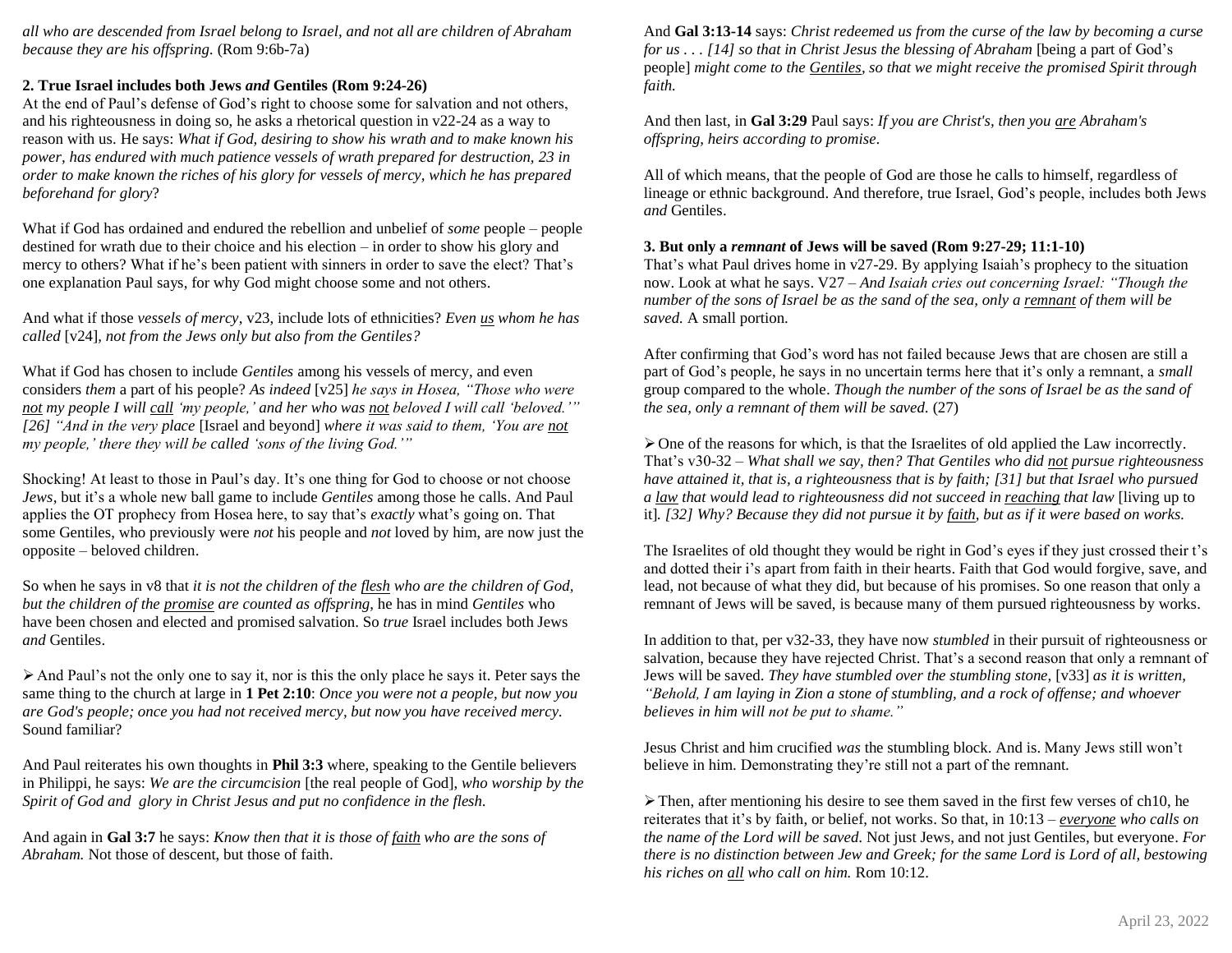*all who are descended from Israel belong to Israel, and not all are children of Abraham because they are his offspring.* (Rom 9:6b-7a)

**2. True Israel includes both Jews *and* Gentiles (Rom 9:24-26)**

At the end of Paul's defense of God's right to choose some for salvation and not others, and his righteousness in doing so, he asks a rhetorical question in v22-24 as a way to reason with us. He says: *What if God, desiring to show his wrath and to make known his power, has endured with much patience vessels of wrath prepared for destruction, 23 in order to make known the riches of his glory for vessels of mercy, which he has prepared beforehand for glory*?

What if God has ordained and endured the rebellion and unbelief of *some* people – people destined for wrath due to their choice and his election – in order to show his glory and mercy to others? What if he's been patient with sinners in order to save the elect? That's one explanation Paul says, for why God might choose some and not others.

And what if those *vessels of mercy*, v23, include lots of ethnicities? *Even us whom he has called* [v24]*, not from the Jews only but also from the Gentiles?*

What if God has chosen to include *Gentiles* among his vessels of mercy, and even considers *them* a part of his people? *As indeed* [v25] *he says in Hosea, "Those who were not my people I will call 'my people,' and her who was not beloved I will call 'beloved.'" [26] "And in the very place* [Israel and beyond] *where it was said to them, 'You are not my people,' there they will be called 'sons of the living God.'"*

Shocking! At least to those in Paul's day. It's one thing for God to choose or not choose *Jews*, but it's a whole new ball game to include *Gentiles* among those he calls. And Paul applies the OT prophecy from Hosea here, to say that's *exactly* what's going on. That some Gentiles, who previously were *not* his people and *not* loved by him, are now just the opposite – beloved children.

So when he says in v8 that *it is not the children of the flesh who are the children of God, but the children of the promise are counted as offspring,* he has in mind *Gentiles* who have been chosen and elected and promised salvation. So *true* Israel includes both Jews *and* Gentiles.

- And Paul's not the only one to say it, nor is this the only place he says it. Peter says the same thing to the church at large in **1 Pet 2:10**: *Once you were not a people, but now you are God's people; once you had not received mercy, but now you have received mercy.* Sound familiar?

And Paul reiterates his own thoughts in **Phil 3:3** where, speaking to the Gentile believers in Philippi, he says: *We are the circumcision* [the real people of God]*, who worship by the Spirit of God and glory in Christ Jesus and put no confidence in the flesh.*

And again in **Gal 3:7** he says: *Know then that it is those of faith who are the sons of Abraham.* Not those of descent, but those of faith.

And **Gal 3:13-14** says: *Christ redeemed us from the curse of the law by becoming a curse for us . . . [14] so that in Christ Jesus the blessing of Abraham* [being a part of God's people] *might come to the Gentiles, so that we might receive the promised Spirit through faith.*

And then last, in **Gal 3:29** Paul says: *If you are Christ's, then you are Abraham's offspring, heirs according to promise.*

All of which means, that the people of God are those he calls to himself, regardless of lineage or ethnic background. And therefore, true Israel, God's people, includes both Jews *and* Gentiles.

**3. But only a *remnant* of Jews will be saved (Rom 9:27-29; 11:1-10)**

That's what Paul drives home in v27-29. By applying Isaiah's prophecy to the situation now. Look at what he says. V27 – *And Isaiah cries out concerning Israel: "Though the number of the sons of Israel be as the sand of the sea, only a remnant of them will be saved.* A small portion.

After confirming that God's word has not failed because Jews that are chosen are still a part of God's people, he says in no uncertain terms here that it's only a remnant, a *small* group compared to the whole. *Though the number of the sons of Israel be as the sand of the sea, only a remnant of them will be saved.* (27)

- One of the reasons for which, is that the Israelites of old applied the Law incorrectly. That's v30-32 – *What shall we say, then? That Gentiles who did not pursue righteousness have attained it, that is, a righteousness that is by faith; [31] but that Israel who pursued a law that would lead to righteousness did not succeed in reaching that law* [living up to it]*. [32] Why? Because they did not pursue it by faith, but as if it were based on works.*

The Israelites of old thought they would be right in God's eyes if they just crossed their t's and dotted their i's apart from faith in their hearts. Faith that God would forgive, save, and lead, not because of what they did, but because of his promises. So one reason that only a remnant of Jews will be saved, is because many of them pursued righteousness by works.

In addition to that, per v32-33, they have now *stumbled* in their pursuit of righteousness or salvation, because they have rejected Christ. That's a second reason that only a remnant of Jews will be saved. *They have stumbled over the stumbling stone,* [v33] *as it is written, "Behold, I am laying in Zion a stone of stumbling, and a rock of offense; and whoever believes in him will not be put to shame."*

Jesus Christ and him crucified *was* the stumbling block. And is. Many Jews still won't believe in him. Demonstrating they're still not a part of the remnant.

- Then, after mentioning his desire to see them saved in the first few verses of ch10, he reiterates that it's by faith, or belief, not works. So that, in 10:13 – *everyone who calls on the name of the Lord will be saved.* Not just Jews, and not just Gentiles, but everyone. *For there is no distinction between Jew and Greek; for the same Lord is Lord of all, bestowing his riches on all who call on him.* Rom 10:12.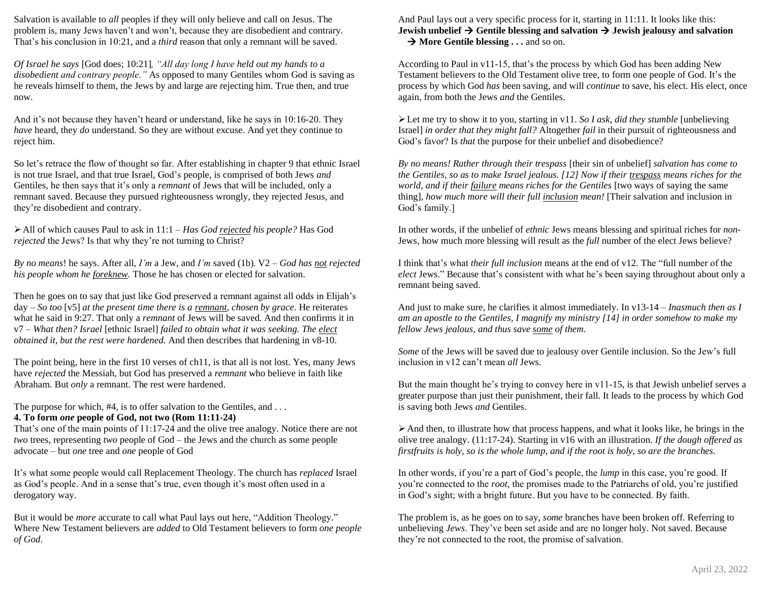Salvation is available to *all* peoples if they will only believe and call on Jesus. The problem is, many Jews haven't and won't, because they are disobedient and contrary. That's his conclusion in 10:21, and a *third* reason that only a remnant will be saved.

*Of Israel he says* [God does; 10:21]*, "All day long I have held out my hands to a disobedient and contrary people."* As opposed to many Gentiles whom God is saving as he reveals himself to them, the Jews by and large are rejecting him. True then, and true now.

And it's not because they haven't heard or understand, like he says in 10:16-20. They *have* heard, they *do* understand. So they are without excuse. And yet they continue to reject him.

So let's retrace the flow of thought so far. After establishing in chapter 9 that ethnic Israel is not true Israel, and that true Israel, God's people, is comprised of both Jews *and* Gentiles, he then says that it's only a *remnant* of Jews that will be included, only a remnant saved. Because they pursued righteousness wrongly, they rejected Jesus, and they're disobedient and contrary.

➢ All of which causes Paul to ask in 11:1 – *Has God rejected his people?* Has God *rejected* the Jews? Is that why they're not turning to Christ?

*By no means*! he says. After all, *I'm* a Jew, and *I'm* saved (1b). V2 – *God has not rejected his people whom he foreknew.* Those he has chosen or elected for salvation.

Then he goes on to say that just like God preserved a remnant against all odds in Elijah's day – *So too* [v5] *at the present time there is a remnant, chosen by grace*. He reiterates what he said in 9:27. That only a *remnant* of Jews will be saved. And then confirms it in v7 – *What then? Israel* [ethnic Israel] *failed to obtain what it was seeking. The elect obtained it, but the rest were hardened.* And then describes that hardening in v8-10.

The point being, here in the first 10 verses of ch11, is that all is not lost. Yes, many Jews have *rejected* the Messiah, but God has preserved a *remnant* who believe in faith like Abraham. But *only* a remnant. The rest were hardened.

The purpose for which, #4, is to offer salvation to the Gentiles, and . . .

**4. To form *one* people of God, not two (Rom 11:11-24)**

That's one of the main points of 11:17-24 and the olive tree analogy. Notice there are not *two* trees, representing *two* people of God – the Jews and the church as some people advocate – but *one* tree and *one* people of God

It's what some people would call Replacement Theology. The church has *replaced* Israel as God's people. And in a sense that's true, even though it's most often used in a derogatory way.

But it would be *more* accurate to call what Paul lays out here, "Addition Theology." Where New Testament believers are *added* to Old Testament believers to form *one people of God*.

And Paul lays out a very specific process for it, starting in 11:11. It looks like this:
**Jewish unbelief → Gentile blessing and salvation → Jewish jealousy and salvation → More Gentile blessing . . .** and so on.

According to Paul in v11-15, that's the process by which God has been adding New Testament believers to the Old Testament olive tree, to form one people of God. It's the process by which God *has* been saving, and will *continue* to save, his elect. His elect, once again, from both the Jews *and* the Gentiles.

➢ Let me try to show it to you, starting in v11. *So I ask, did they stumble* [unbelieving Israel] *in order that they might fall?* Altogether *fail* in their pursuit of righteousness and God's favor? Is *that* the purpose for their unbelief and disobedience?

*By no means! Rather through their trespass* [their sin of unbelief] *salvation has come to the Gentiles, so as to make Israel jealous. [12] Now if their trespass means riches for the world, and if their failure means riches for the Gentiles* [two ways of saying the same thing], *how much more will their full inclusion mean!* [Their salvation and inclusion in God's family.]

In other words, if the unbelief of *ethnic* Jews means blessing and spiritual riches for *non*-Jews, how much more blessing will result as the *full* number of the elect Jews believe?

I think that's what *their full inclusion* means at the end of v12. The "full number of the *elect* Jews." Because that's consistent with what he's been saying throughout about only a remnant being saved.

And just to make sure, he clarifies it almost immediately. In v13-14 – *Inasmuch then as I am an apostle to the Gentiles, I magnify my ministry [14] in order somehow to make my fellow Jews jealous, and thus save some of them.*

*Some* of the Jews will be saved due to jealousy over Gentile inclusion. So the Jew's full inclusion in v12 can't mean *all* Jews.

But the main thought he's trying to convey here in v11-15, is that Jewish unbelief serves a greater purpose than just their punishment, their fall. It leads to the process by which God is saving both Jews *and* Gentiles.

➢ And then, to illustrate how that process happens, and what it looks like, he brings in the olive tree analogy. (11:17-24). Starting in v16 with an illustration. *If the dough offered as firstfruits is holy, so is the whole lump, and if the root is holy, so are the branches.*

In other words, if you're a part of God's people, the *lump* in this case, you're good. If you're connected to the *root*, the promises made to the Patriarchs of old, you're justified in God's sight; with a bright future. But you have to be connected. By faith.

The problem is, as he goes on to say, *some* branches have been broken off. Referring to unbelieving *Jews*. They've been set aside and are no longer holy. Not saved. Because they're not connected to the root, the promise of salvation.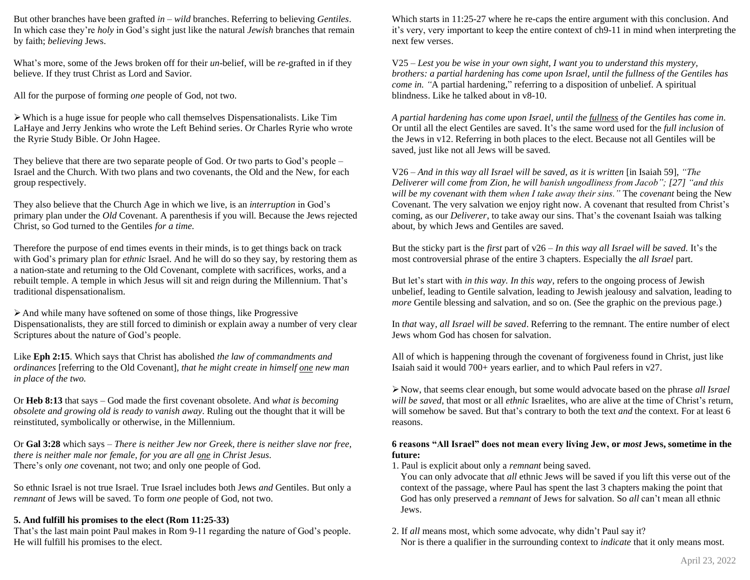But other branches have been grafted *in* – *wild* branches. Referring to believing *Gentiles*. In which case they're *holy* in God's sight just like the natural *Jewish* branches that remain by faith; *believing* Jews.

What's more, some of the Jews broken off for their *un*-belief, will be *re*-grafted in if they believe. If they trust Christ as Lord and Savior.

All for the purpose of forming *one* people of God, not two.

➢ Which is a huge issue for people who call themselves Dispensationalists. Like Tim LaHaye and Jerry Jenkins who wrote the Left Behind series. Or Charles Ryrie who wrote the Ryrie Study Bible. Or John Hagee.

They believe that there are two separate people of God. Or two parts to God's people – Israel and the Church. With two plans and two covenants, the Old and the New, for each group respectively.

They also believe that the Church Age in which we live, is an *interruption* in God's primary plan under the *Old* Covenant. A parenthesis if you will. Because the Jews rejected Christ, so God turned to the Gentiles *for a time.*

Therefore the purpose of end times events in their minds, is to get things back on track with God's primary plan for *ethnic* Israel. And he will do so they say, by restoring them as a nation-state and returning to the Old Covenant, complete with sacrifices, works, and a rebuilt temple. A temple in which Jesus will sit and reign during the Millennium. That's traditional dispensationalism.

➢ And while many have softened on some of those things, like Progressive Dispensationalists, they are still forced to diminish or explain away a number of very clear Scriptures about the nature of God's people.

Like **Eph 2:15**. Which says that Christ has abolished *the law of commandments and ordinances* [referring to the Old Covenant], *that he might create in himself one new man in place of the two.*

Or **Heb 8:13** that says – God made the first covenant obsolete. And *what is becoming obsolete and growing old is ready to vanish away*. Ruling out the thought that it will be reinstituted, symbolically or otherwise, in the Millennium.

Or **Gal 3:28** which says – *There is neither Jew nor Greek, there is neither slave nor free, there is neither male nor female, for you are all one in Christ Jesus*.
There's only *one* covenant, not two; and only one people of God.

So ethnic Israel is not true Israel. True Israel includes both Jews *and* Gentiles. But only a *remnant* of Jews will be saved. To form *one* people of God, not two.

**5. And fulfill his promises to the elect (Rom 11:25-33)**
That's the last main point Paul makes in Rom 9-11 regarding the nature of God's people. He will fulfill his promises to the elect.

Which starts in 11:25-27 where he re-caps the entire argument with this conclusion. And it's very, very important to keep the entire context of ch9-11 in mind when interpreting the next few verses.

V25 – *Lest you be wise in your own sight, I want you to understand this mystery, brothers: a partial hardening has come upon Israel, until the fullness of the Gentiles has come in. "*A partial hardening," referring to a disposition of unbelief. A spiritual blindness. Like he talked about in v8-10.

*A partial hardening has come upon Israel, until the fullness of the Gentiles has come in*. Or until all the elect Gentiles are saved. It's the same word used for the *full inclusion* of the Jews in v12. Referring in both places to the elect. Because not all Gentiles will be saved, just like not all Jews will be saved.

V26 – *And in this way all Israel will be saved, as it is written* [in Isaiah 59], *"The Deliverer will come from Zion, he will banish ungodliness from Jacob"; [27] "and this will be my covenant with them when I take away their sins."* The *covenant* being the New Covenant. The very salvation we enjoy right now. A covenant that resulted from Christ's coming, as our *Deliverer*, to take away our sins. That's the covenant Isaiah was talking about, by which Jews and Gentiles are saved.

But the sticky part is the *first* part of v26 – *In this way all Israel will be saved.* It's the most controversial phrase of the entire 3 chapters. Especially the *all Israel* part.

But let's start with *in this way. In this way*, refers to the ongoing process of Jewish unbelief, leading to Gentile salvation, leading to Jewish jealousy and salvation, leading to *more* Gentile blessing and salvation, and so on. (See the graphic on the previous page.)

In *that* way, *all Israel will be saved*. Referring to the remnant. The entire number of elect Jews whom God has chosen for salvation.

All of which is happening through the covenant of forgiveness found in Christ, just like Isaiah said it would 700+ years earlier, and to which Paul refers in v27.

➢ Now, that seems clear enough, but some would advocate based on the phrase *all Israel will be saved*, that most or all *ethnic* Israelites, who are alive at the time of Christ's return, will somehow be saved. But that's contrary to both the text *and* the context. For at least 6 reasons.

**6 reasons "All Israel" does not mean every living Jew, or *most* Jews, sometime in the future:**

1. Paul is explicit about only a *remnant* being saved.
   You can only advocate that *all* ethnic Jews will be saved if you lift this verse out of the context of the passage, where Paul has spent the last 3 chapters making the point that God has only preserved a *remnant* of Jews for salvation. So *all* can't mean all ethnic Jews.

2. If *all* means most, which some advocate, why didn't Paul say it?
   Nor is there a qualifier in the surrounding context to *indicate* that it only means most.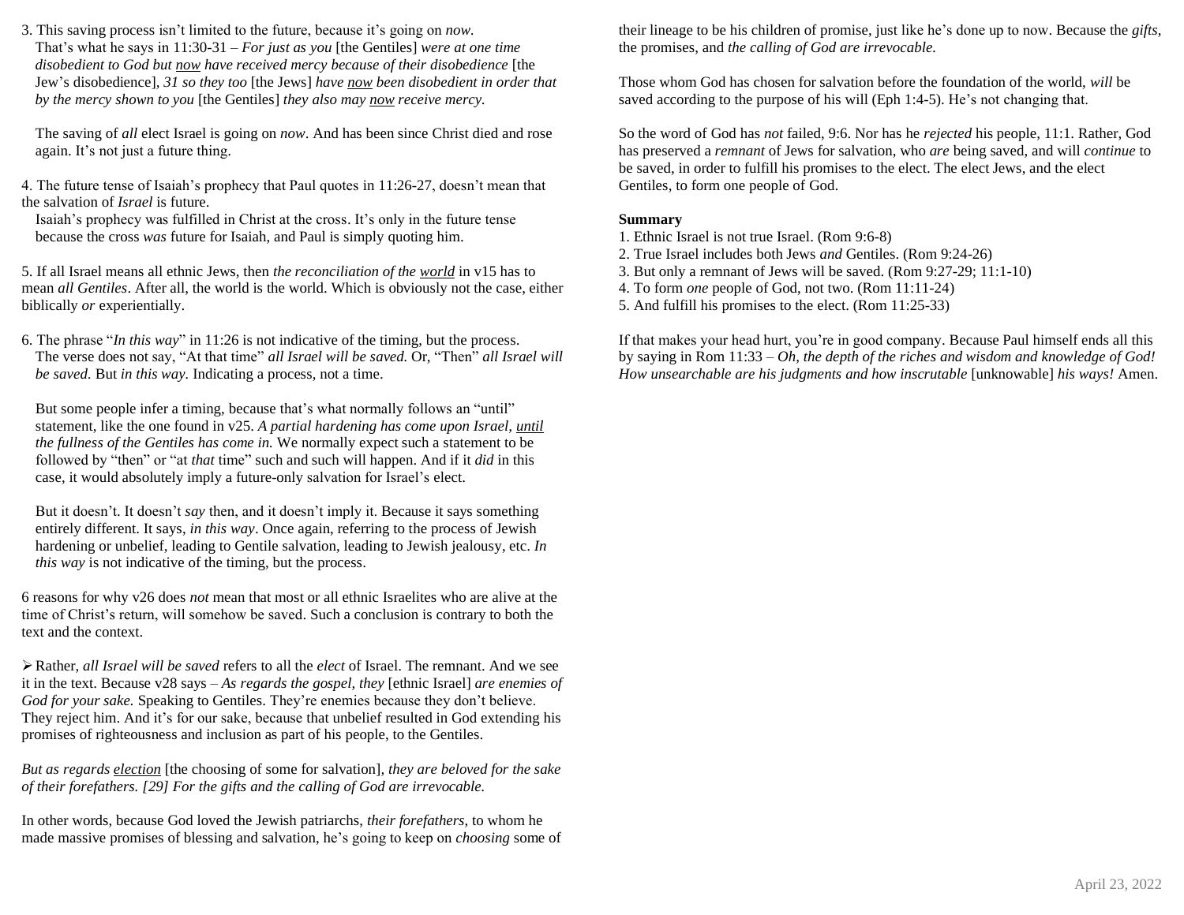3. This saving process isn't limited to the future, because it's going on *now*.
That's what he says in 11:30-31 – *For just as you* [the Gentiles] *were at one time disobedient to God but now have received mercy because of their disobedience* [the Jew's disobedience], *31 so they too* [the Jews] *have now been disobedient in order that by the mercy shown to you* [the Gentiles] *they also may now receive mercy*.

The saving of *all* elect Israel is going on *now*. And has been since Christ died and rose again. It's not just a future thing.

4. The future tense of Isaiah's prophecy that Paul quotes in 11:26-27, doesn't mean that the salvation of *Israel* is future.
Isaiah's prophecy was fulfilled in Christ at the cross. It's only in the future tense because the cross *was* future for Isaiah, and Paul is simply quoting him.

5. If all Israel means all ethnic Jews, then *the reconciliation of the world* in v15 has to mean *all Gentiles*. After all, the world is the world. Which is obviously not the case, either biblically *or* experientially.

6. The phrase "*In this way*" in 11:26 is not indicative of the timing, but the process.
The verse does not say, "At that time" *all Israel will be saved.* Or, "Then" *all Israel will be saved.* But *in this way.* Indicating a process, not a time.

But some people infer a timing, because that's what normally follows an "until" statement, like the one found in v25. *A partial hardening has come upon Israel, until the fullness of the Gentiles has come in.* We normally expect such a statement to be followed by "then" or "at *that* time" such and such will happen. And if it *did* in this case, it would absolutely imply a future-only salvation for Israel's elect.

But it doesn't. It doesn't *say* then, and it doesn't imply it. Because it says something entirely different. It says, *in this way*. Once again, referring to the process of Jewish hardening or unbelief, leading to Gentile salvation, leading to Jewish jealousy, etc. *In this way* is not indicative of the timing, but the process.

6 reasons for why v26 does *not* mean that most or all ethnic Israelites who are alive at the time of Christ's return, will somehow be saved. Such a conclusion is contrary to both the text and the context.

- Rather, *all Israel will be saved* refers to all the *elect* of Israel. The remnant. And we see it in the text. Because v28 says – *As regards the gospel, they* [ethnic Israel] *are enemies of God for your sake.* Speaking to Gentiles. They're enemies because they don't believe. They reject him. And it's for our sake, because that unbelief resulted in God extending his promises of righteousness and inclusion as part of his people, to the Gentiles.

*But as regards election* [the choosing of some for salvation], *they are beloved for the sake of their forefathers. [29] For the gifts and the calling of God are irrevocable.*

In other words, because God loved the Jewish patriarchs, *their forefathers*, to whom he made massive promises of blessing and salvation, he's going to keep on *choosing* some of their lineage to be his children of promise, just like he's done up to now. Because the *gifts*, the promises, and *the calling of God are irrevocable.*

Those whom God has chosen for salvation before the foundation of the world, *will* be saved according to the purpose of his will (Eph 1:4-5). He's not changing that.

So the word of God has *not* failed, 9:6. Nor has he *rejected* his people, 11:1. Rather, God has preserved a *remnant* of Jews for salvation, who *are* being saved, and will *continue* to be saved, in order to fulfill his promises to the elect. The elect Jews, and the elect Gentiles, to form one people of God.

**Summary**

1. Ethnic Israel is not true Israel. (Rom 9:6-8)
2. True Israel includes both Jews *and* Gentiles. (Rom 9:24-26)
3. But only a remnant of Jews will be saved. (Rom 9:27-29; 11:1-10)
4. To form *one* people of God, not two. (Rom 11:11-24)
5. And fulfill his promises to the elect. (Rom 11:25-33)

If that makes your head hurt, you're in good company. Because Paul himself ends all this by saying in Rom 11:33 – *Oh, the depth of the riches and wisdom and knowledge of God! How unsearchable are his judgments and how inscrutable* [unknowable] *his ways!* Amen.

April 23, 2022